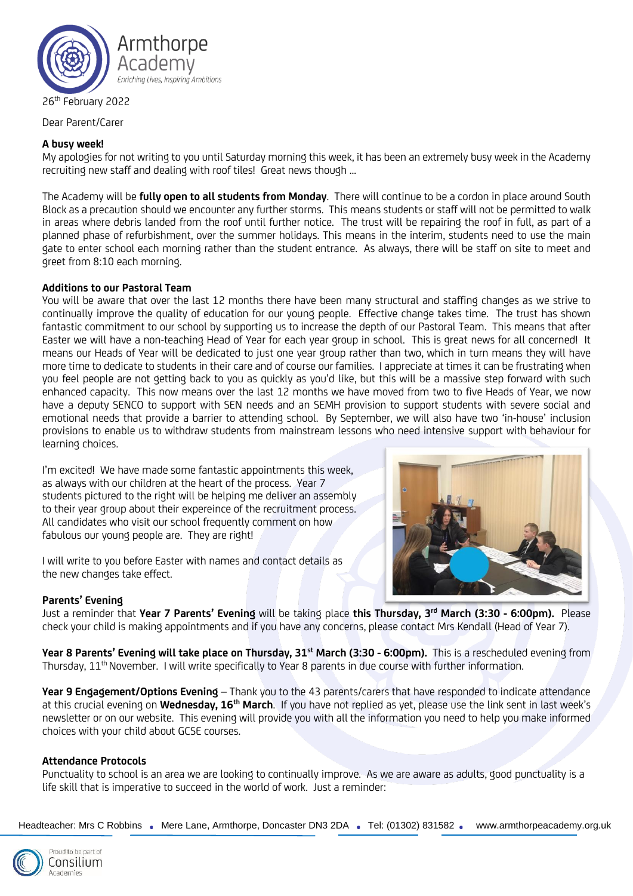Armthorpe Academy
*Enriching Lives, Inspiring Ambitions*

26th February 2022

Dear Parent/Carer

**A busy week!**

My apologies for not writing to you until Saturday morning this week, it has been an extremely busy week in the Academy recruiting new staff and dealing with roof tiles! Great news though …

The Academy will be **fully open to all students from Monday**. There will continue to be a cordon in place around South Block as a precaution should we encounter any further storms. This means students or staff will not be permitted to walk in areas where debris landed from the roof until further notice. The trust will be repairing the roof in full, as part of a planned phase of refurbishment, over the summer holidays. This means in the interim, students need to use the main gate to enter school each morning rather than the student entrance. As always, there will be staff on site to meet and greet from 8:10 each morning.

**Additions to our Pastoral Team**

You will be aware that over the last 12 months there have been many structural and staffing changes as we strive to continually improve the quality of education for our young people. Effective change takes time. The trust has shown fantastic commitment to our school by supporting us to increase the depth of our Pastoral Team. This means that after Easter we will have a non-teaching Head of Year for each year group in school. This is great news for all concerned! It means our Heads of Year will be dedicated to just one year group rather than two, which in turn means they will have more time to dedicate to students in their care and of course our families. I appreciate at times it can be frustrating when you feel people are not getting back to you as quickly as you'd like, but this will be a massive step forward with such enhanced capacity. This now means over the last 12 months we have moved from two to five Heads of Year, we now have a deputy SENCO to support with SEN needs and an SEMH provision to support students with severe social and emotional needs that provide a barrier to attending school. By September, we will also have two 'in-house' inclusion provisions to enable us to withdraw students from mainstream lessons who need intensive support with behaviour for learning choices.

I'm excited! We have made some fantastic appointments this week, as always with our children at the heart of the process. Year 7 students pictured to the right will be helping me deliver an assembly to their year group about their expereince of the recruitment process. All candidates who visit our school frequently comment on how fabulous our young people are. They are right!

I will write to you before Easter with names and contact details as the new changes take effect.

**Parents' Evening**

Just a reminder that **Year 7 Parents' Evening** will be taking place **this Thursday, 3rd March (3:30 - 6:00pm).** Please check your child is making appointments and if you have any concerns, please contact Mrs Kendall (Head of Year 7).

**Year 8 Parents' Evening will take place on Thursday, 31st March (3:30 - 6:00pm).** This is a rescheduled evening from Thursday, 11th November. I will write specifically to Year 8 parents in due course with further information.

**Year 9 Engagement/Options Evening** – Thank you to the 43 parents/carers that have responded to indicate attendance at this crucial evening on **Wednesday, 16th March**. If you have not replied as yet, please use the link sent in last week's newsletter or on our website. This evening will provide you with all the information you need to help you make informed choices with your child about GCSE courses.

**Attendance Protocols**

Punctuality to school is an area we are looking to continually improve. As we are aware as adults, good punctuality is a life skill that is imperative to succeed in the world of work. Just a reminder:

Headteacher: Mrs C Robbins • Mere Lane, Armthorpe, Doncaster DN3 2DA • Tel: (01302) 831582 • www.armthorpeacademy.org.uk

Proud to be part of Consilium Academies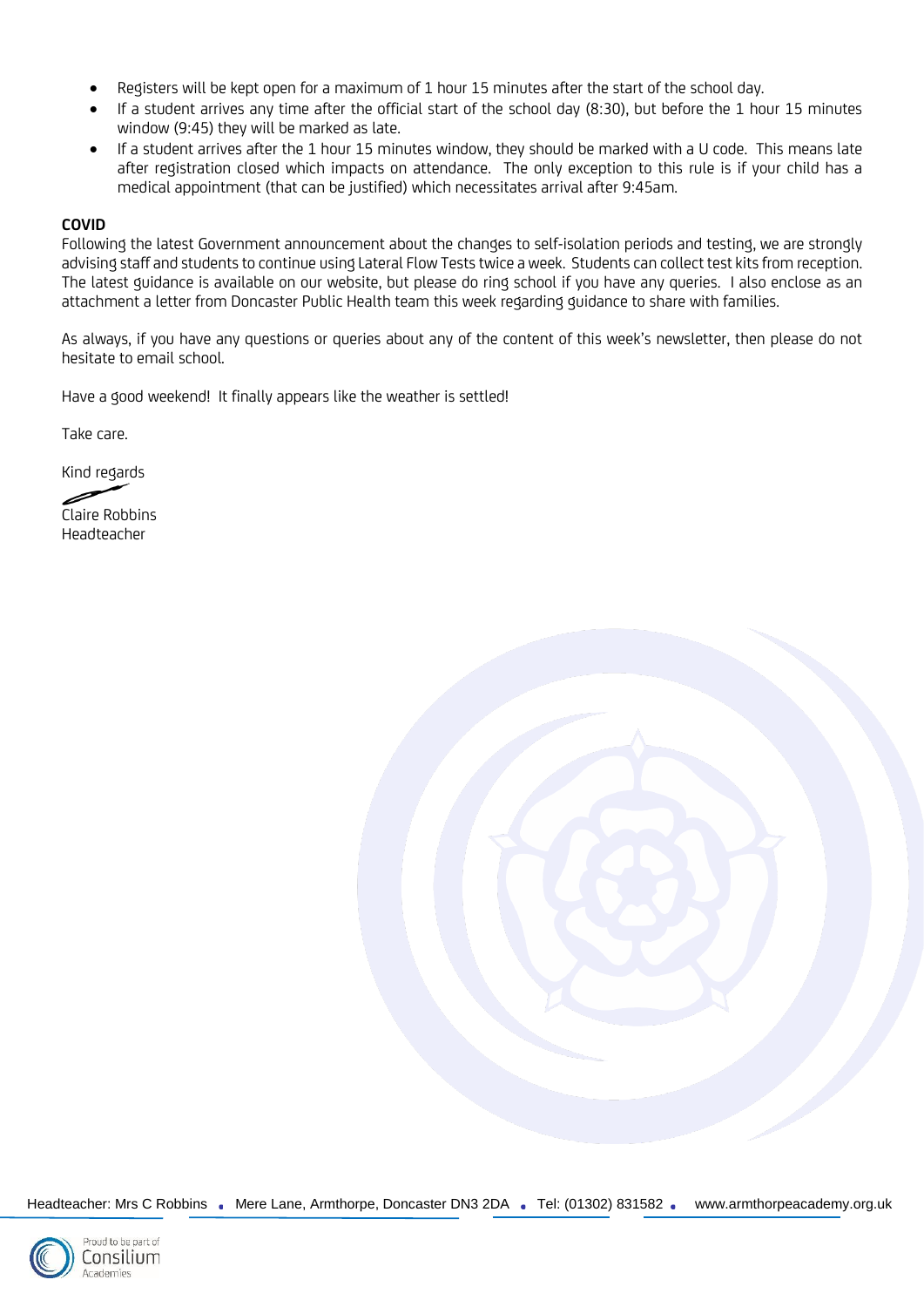- Registers will be kept open for a maximum of 1 hour 15 minutes after the start of the school day.
- If a student arrives any time after the official start of the school day (8:30), but before the 1 hour 15 minutes window (9:45) they will be marked as late.
- If a student arrives after the 1 hour 15 minutes window, they should be marked with a U code. This means late after registration closed which impacts on attendance. The only exception to this rule is if your child has a medical appointment (that can be justified) which necessitates arrival after 9:45am.

**COVID**

Following the latest Government announcement about the changes to self-isolation periods and testing, we are strongly advising staff and students to continue using Lateral Flow Tests twice a week. Students can collect test kits from reception. The latest guidance is available on our website, but please do ring school if you have any queries. I also enclose as an attachment a letter from Doncaster Public Health team this week regarding guidance to share with families.

As always, if you have any questions or queries about any of the content of this week's newsletter, then please do not hesitate to email school.

Have a good weekend! It finally appears like the weather is settled!

Take care.

Kind regards

Claire Robbins
Headteacher